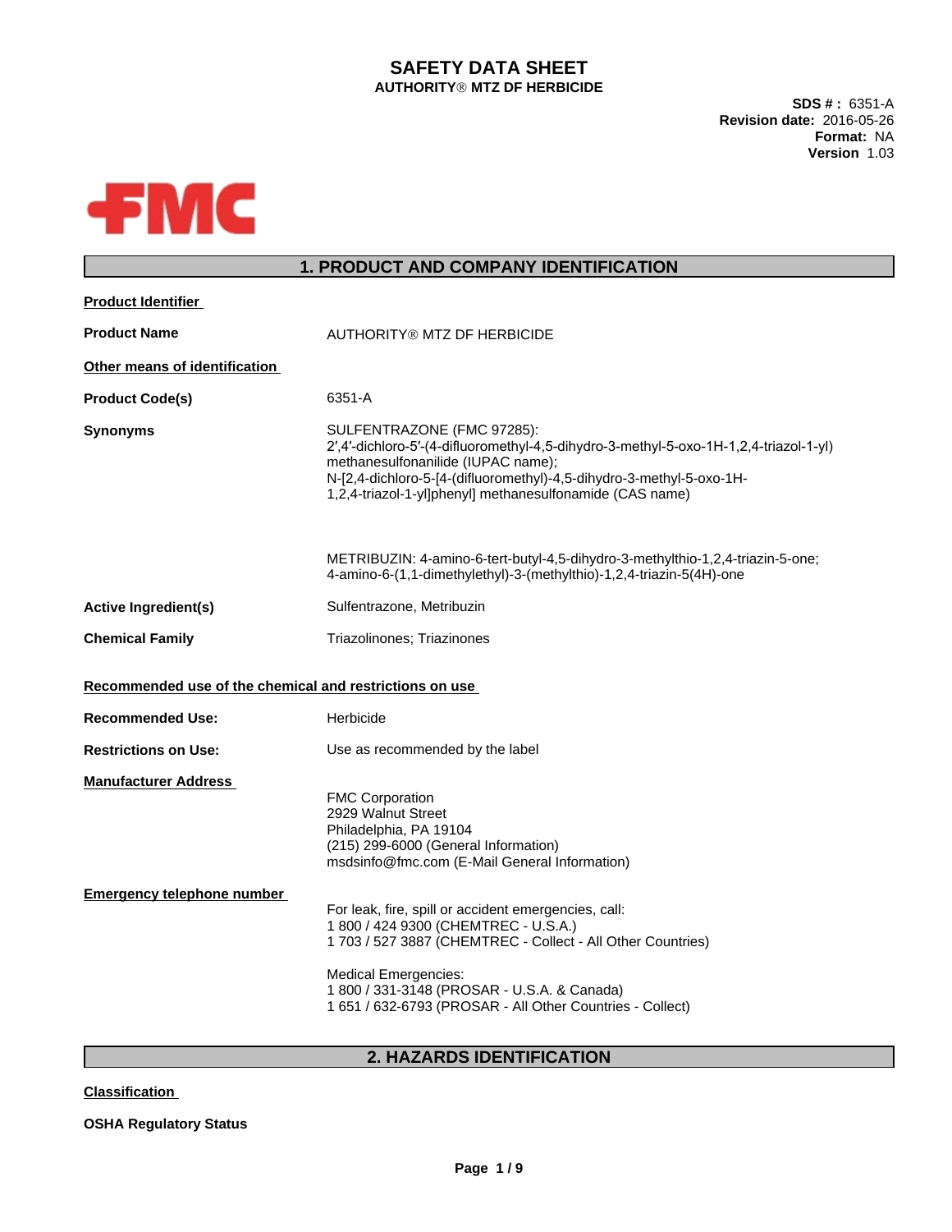# SAFETY DATA SHEET

**AUTHORITY® MTZ DF HERBICIDE**

**SDS # :** 6351-A
**Revision date:** 2016-05-26
**Format:** NA
**Version** 1.03

FMC

## 1. PRODUCT AND COMPANY IDENTIFICATION

**Product Identifier**

**Product Name** AUTHORITY® MTZ DF HERBICIDE

**Other means of identification**

**Product Code(s)** 6351-A

**Synonyms** SULFENTRAZONE (FMC 97285):
2′,4′-dichloro-5′-(4-difluoromethyl-4,5-dihydro-3-methyl-5-oxo-1H-1,2,4-triazol-1-yl) methanesulfonanilide (IUPAC name);
N-[2,4-dichloro-5-[4-(difluoromethyl)-4,5-dihydro-3-methyl-5-oxo-1H-1,2,4-triazol-1-yl]phenyl] methanesulfonamide (CAS name)

METRIBUZIN: 4-amino-6-tert-butyl-4,5-dihydro-3-methylthio-1,2,4-triazin-5-one;
4-amino-6-(1,1-dimethylethyl)-3-(methylthio)-1,2,4-triazin-5(4H)-one

**Active Ingredient(s)** Sulfentrazone, Metribuzin

**Chemical Family** Triazolinones; Triazinones

**Recommended use of the chemical and restrictions on use**

**Recommended Use:** Herbicide

**Restrictions on Use:** Use as recommended by the label

**Manufacturer Address**

FMC Corporation
2929 Walnut Street
Philadelphia, PA 19104
(215) 299-6000 (General Information)
msdsinfo@fmc.com (E-Mail General Information)

**Emergency telephone number**

For leak, fire, spill or accident emergencies, call:
1 800 / 424 9300 (CHEMTREC - U.S.A.)
1 703 / 527 3887 (CHEMTREC - Collect - All Other Countries)

Medical Emergencies:
1 800 / 331-3148 (PROSAR - U.S.A. & Canada)
1 651 / 632-6793 (PROSAR - All Other Countries - Collect)

## 2. HAZARDS IDENTIFICATION

**Classification**

**OSHA Regulatory Status**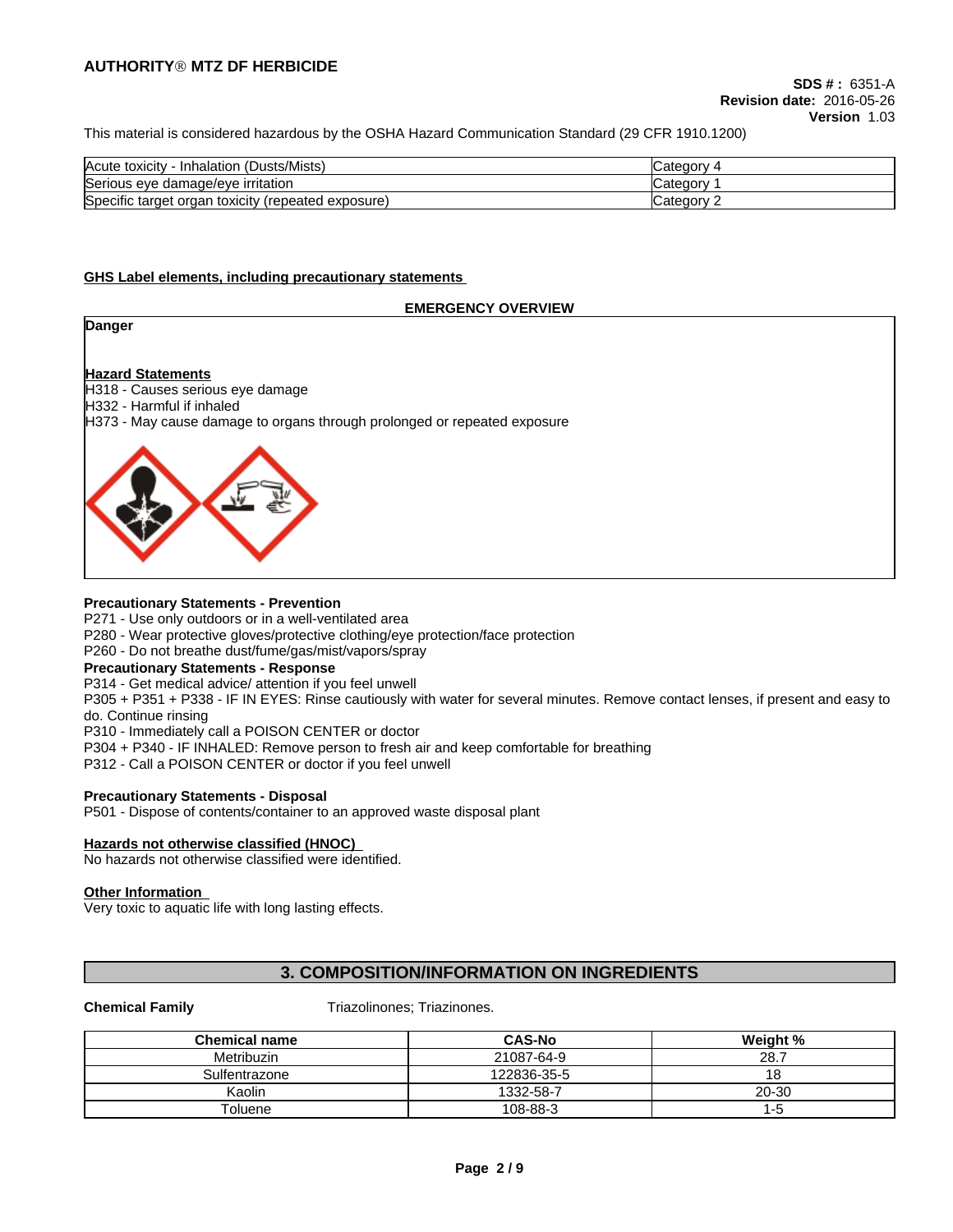**AUTHORITY® MTZ DF HERBICIDE**

**SDS # :** 6351-A
**Revision date:** 2016-05-26
**Version** 1.03

This material is considered hazardous by the OSHA Hazard Communication Standard (29 CFR 1910.1200)

| | |
|---|---|
| Acute toxicity - Inhalation (Dusts/Mists) | Category 4 |
| Serious eye damage/eye irritation | Category 1 |
| Specific target organ toxicity (repeated exposure) | Category 2 |

**GHS Label elements, including precautionary statements**

**EMERGENCY OVERVIEW**

**Danger**

**Hazard Statements**

H318 - Causes serious eye damage
H332 - Harmful if inhaled
H373 - May cause damage to organs through prolonged or repeated exposure

**Precautionary Statements - Prevention**

P271 - Use only outdoors or in a well-ventilated area
P280 - Wear protective gloves/protective clothing/eye protection/face protection
P260 - Do not breathe dust/fume/gas/mist/vapors/spray

**Precautionary Statements - Response**

P314 - Get medical advice/ attention if you feel unwell
P305 + P351 + P338 - IF IN EYES: Rinse cautiously with water for several minutes. Remove contact lenses, if present and easy to do. Continue rinsing
P310 - Immediately call a POISON CENTER or doctor
P304 + P340 - IF INHALED: Remove person to fresh air and keep comfortable for breathing
P312 - Call a POISON CENTER or doctor if you feel unwell

**Precautionary Statements - Disposal**

P501 - Dispose of contents/container to an approved waste disposal plant

**Hazards not otherwise classified (HNOC)**

No hazards not otherwise classified were identified.

**Other Information**

Very toxic to aquatic life with long lasting effects.

## 3. COMPOSITION/INFORMATION ON INGREDIENTS

**Chemical Family** Triazolinones; Triazinones.

| Chemical name | CAS-No | Weight % |
|---|---|---|
| Metribuzin | 21087-64-9 | 28.7 |
| Sulfentrazone | 122836-35-5 | 18 |
| Kaolin | 1332-58-7 | 20-30 |
| Toluene | 108-88-3 | 1-5 |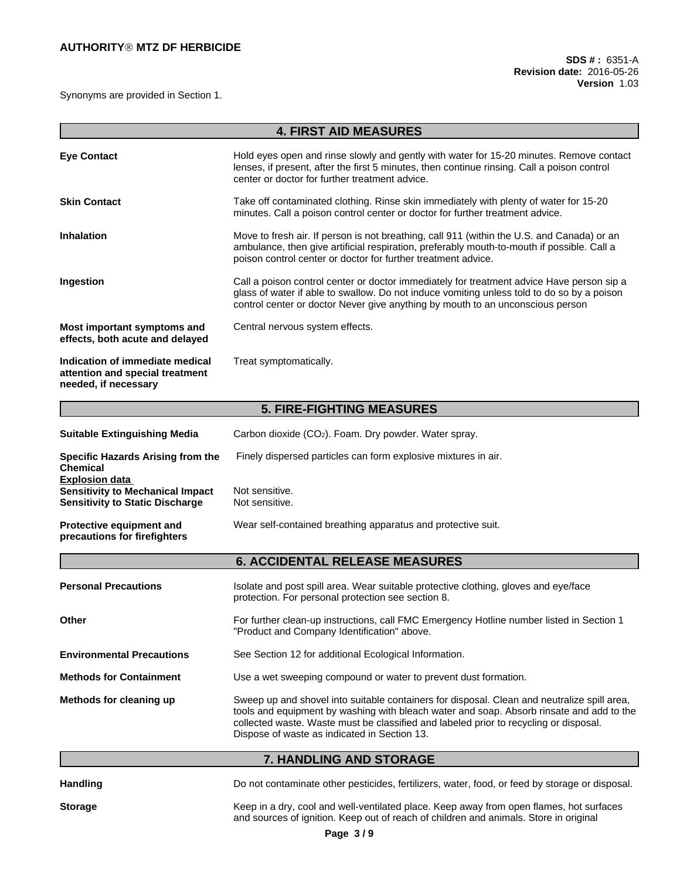## 4. FIRST AID MEASURES

**Eye Contact**
Hold eyes open and rinse slowly and gently with water for 15-20 minutes. Remove contact lenses, if present, after the first 5 minutes, then continue rinsing. Call a poison control center or doctor for further treatment advice.

**Skin Contact**
Take off contaminated clothing. Rinse skin immediately with plenty of water for 15-20 minutes. Call a poison control center or doctor for further treatment advice.

**Inhalation**
Move to fresh air. If person is not breathing, call 911 (within the U.S. and Canada) or an ambulance, then give artificial respiration, preferably mouth-to-mouth if possible. Call a poison control center or doctor for further treatment advice.

**Ingestion**
Call a poison control center or doctor immediately for treatment advice Have person sip a glass of water if able to swallow. Do not induce vomiting unless told to do so by a poison control center or doctor Never give anything by mouth to an unconscious person

**Most important symptoms and effects, both acute and delayed**
Central nervous system effects.

**Indication of immediate medical attention and special treatment needed, if necessary**
Treat symptomatically.

## 5. FIRE-FIGHTING MEASURES

**Suitable Extinguishing Media**
Carbon dioxide ($CO_2$). Foam. Dry powder. Water spray.

**Specific Hazards Arising from the Chemical**
Finely dispersed particles can form explosive mixtures in air.

**Explosion data**

**Sensitivity to Mechanical Impact** Not sensitive.
**Sensitivity to Static Discharge** Not sensitive.

**Protective equipment and precautions for firefighters**
Wear self-contained breathing apparatus and protective suit.

## 6. ACCIDENTAL RELEASE MEASURES

**Personal Precautions**
Isolate and post spill area. Wear suitable protective clothing, gloves and eye/face protection. For personal protection see section 8.

**Other**
For further clean-up instructions, call FMC Emergency Hotline number listed in Section 1 "Product and Company Identification" above.

**Environmental Precautions**
See Section 12 for additional Ecological Information.

**Methods for Containment**
Use a wet sweeping compound or water to prevent dust formation.

**Methods for cleaning up**
Sweep up and shovel into suitable containers for disposal. Clean and neutralize spill area, tools and equipment by washing with bleach water and soap. Absorb rinsate and add to the collected waste. Waste must be classified and labeled prior to recycling or disposal. Dispose of waste as indicated in Section 13.

## 7. HANDLING AND STORAGE

**Handling**
Do not contaminate other pesticides, fertilizers, water, food, or feed by storage or disposal.

**Storage**
Keep in a dry, cool and well-ventilated place. Keep away from open flames, hot surfaces and sources of ignition. Keep out of reach of children and animals. Store in original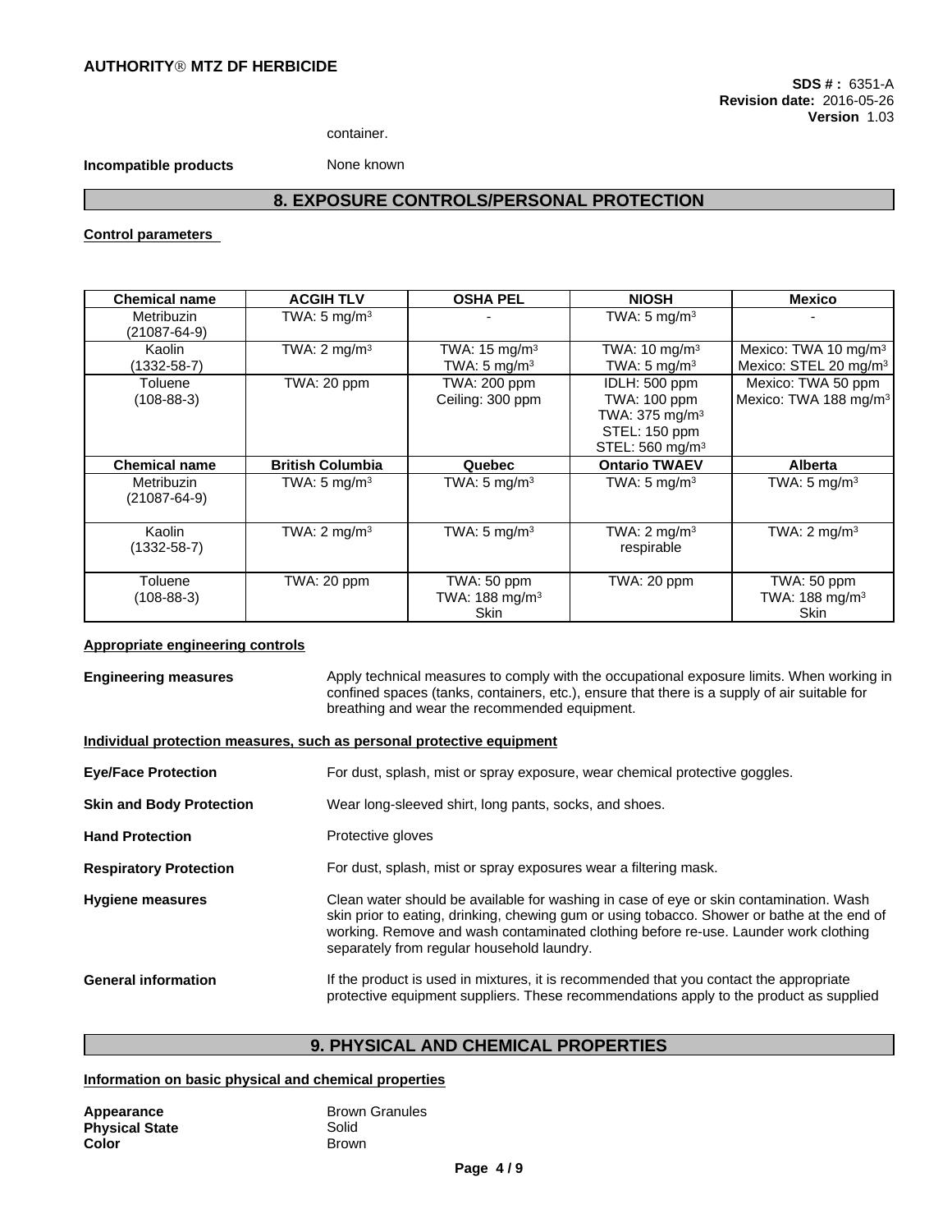container.

**Incompatible products** None known

## 8. EXPOSURE CONTROLS/PERSONAL PROTECTION

**Control parameters**

| Chemical name | ACGIH TLV | OSHA PEL | NIOSH | Mexico |
|---|---|---|---|---|
| Metribuzin (21087-64-9) | TWA: 5 mg/m$^3$ | - | TWA: 5 mg/m$^3$ | - |
| Kaolin (1332-58-7) | TWA: 2 mg/m$^3$ | TWA: 15 mg/m$^3$ TWA: 5 mg/m$^3$ | TWA: 10 mg/m$^3$ TWA: 5 mg/m$^3$ | Mexico: TWA 10 mg/m$^3$ Mexico: STEL 20 mg/m$^3$ |
| Toluene (108-88-3) | TWA: 20 ppm | TWA: 200 ppm Ceiling: 300 ppm | IDLH: 500 ppm TWA: 100 ppm TWA: 375 mg/m$^3$ STEL: 150 ppm STEL: 560 mg/m$^3$ | Mexico: TWA 50 ppm Mexico: TWA 188 mg/m$^3$ |
| **Chemical name** | **British Columbia** | **Quebec** | **Ontario TWAEV** | **Alberta** |
| Metribuzin (21087-64-9) | TWA: 5 mg/m$^3$ | TWA: 5 mg/m$^3$ | TWA: 5 mg/m$^3$ | TWA: 5 mg/m$^3$ |
| Kaolin (1332-58-7) | TWA: 2 mg/m$^3$ | TWA: 5 mg/m$^3$ | TWA: 2 mg/m$^3$ respirable | TWA: 2 mg/m$^3$ |
| Toluene (108-88-3) | TWA: 20 ppm | TWA: 50 ppm TWA: 188 mg/m$^3$ Skin | TWA: 20 ppm | TWA: 50 ppm TWA: 188 mg/m$^3$ Skin |

**Appropriate engineering controls**

**Engineering measures** Apply technical measures to comply with the occupational exposure limits. When working in confined spaces (tanks, containers, etc.), ensure that there is a supply of air suitable for breathing and wear the recommended equipment.

**Individual protection measures, such as personal protective equipment**

**Eye/Face Protection** For dust, splash, mist or spray exposure, wear chemical protective goggles.

**Skin and Body Protection** Wear long-sleeved shirt, long pants, socks, and shoes.

**Hand Protection** Protective gloves

**Respiratory Protection** For dust, splash, mist or spray exposures wear a filtering mask.

**Hygiene measures** Clean water should be available for washing in case of eye or skin contamination. Wash skin prior to eating, drinking, chewing gum or using tobacco. Shower or bathe at the end of working. Remove and wash contaminated clothing before re-use. Launder work clothing separately from regular household laundry.

**General information** If the product is used in mixtures, it is recommended that you contact the appropriate protective equipment suppliers. These recommendations apply to the product as supplied

## 9. PHYSICAL AND CHEMICAL PROPERTIES

**Information on basic physical and chemical properties**

**Appearance** Brown Granules
**Physical State** Solid
**Color** Brown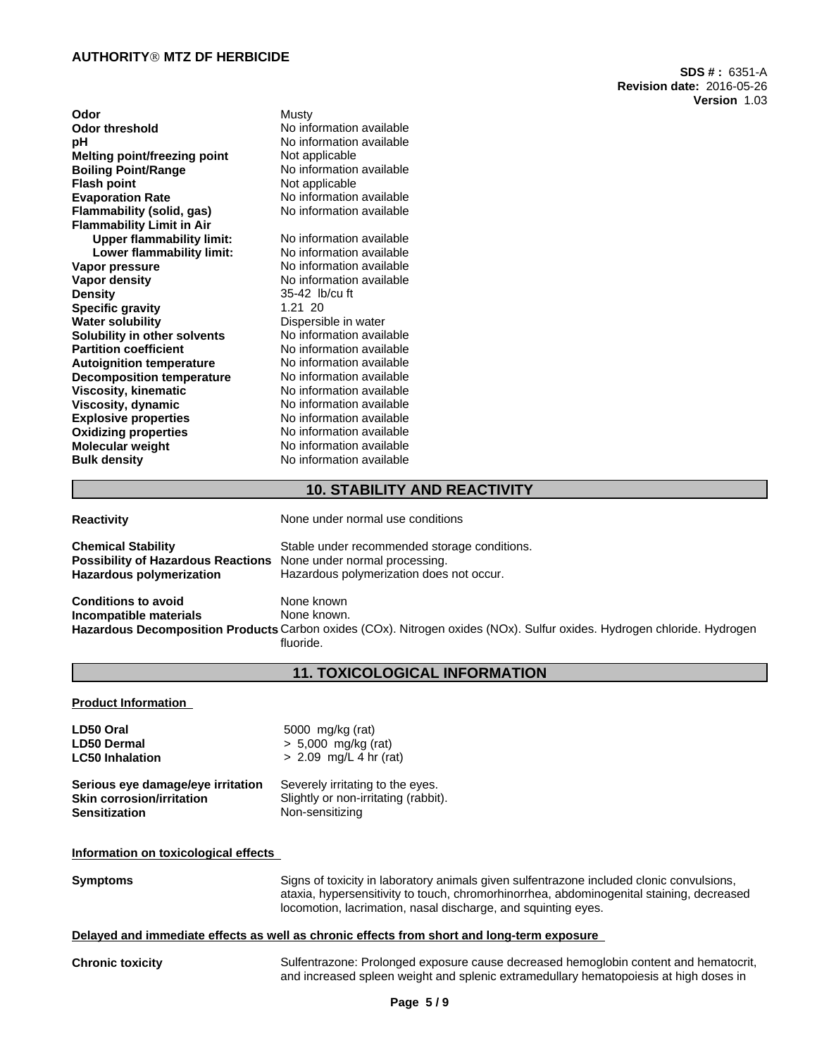| | |
|---|---|
| **Odor** | Musty |
| **Odor threshold** | No information available |
| **pH** | No information available |
| **Melting point/freezing point** | Not applicable |
| **Boiling Point/Range** | No information available |
| **Flash point** | Not applicable |
| **Evaporation Rate** | No information available |
| **Flammability (solid, gas)** | No information available |
| **Flammability Limit in Air** | |
| **Upper flammability limit:** | No information available |
| **Lower flammability limit:** | No information available |
| **Vapor pressure** | No information available |
| **Vapor density** | No information available |
| **Density** | 35-42 lb/cu ft |
| **Specific gravity** | 1.21 20 |
| **Water solubility** | Dispersible in water |
| **Solubility in other solvents** | No information available |
| **Partition coefficient** | No information available |
| **Autoignition temperature** | No information available |
| **Decomposition temperature** | No information available |
| **Viscosity, kinematic** | No information available |
| **Viscosity, dynamic** | No information available |
| **Explosive properties** | No information available |
| **Oxidizing properties** | No information available |
| **Molecular weight** | No information available |
| **Bulk density** | No information available |

## 10. STABILITY AND REACTIVITY

**Reactivity** None under normal use conditions

**Chemical Stability** Stable under recommended storage conditions.
**Possibility of Hazardous Reactions** None under normal processing.
**Hazardous polymerization** Hazardous polymerization does not occur.

**Conditions to avoid** None known
**Incompatible materials** None known.
**Hazardous Decomposition Products** Carbon oxides (COx). Nitrogen oxides (NOx). Sulfur oxides. Hydrogen chloride. Hydrogen fluoride.

## 11. TOXICOLOGICAL INFORMATION

**Product Information**

| | |
|---|---|
| **LD50 Oral** | 5000 mg/kg (rat) |
| **LD50 Dermal** | > 5,000 mg/kg (rat) |
| **LC50 Inhalation** | > 2.09 mg/L 4 hr (rat) |

| | |
|---|---|
| **Serious eye damage/eye irritation** | Severely irritating to the eyes. |
| **Skin corrosion/irritation** | Slightly or non-irritating (rabbit). |
| **Sensitization** | Non-sensitizing |

**Information on toxicological effects**

**Symptoms** Signs of toxicity in laboratory animals given sulfentrazone included clonic convulsions, ataxia, hypersensitivity to touch, chromorhinorrhea, abdominogenital staining, decreased locomotion, lacrimation, nasal discharge, and squinting eyes.

**Delayed and immediate effects as well as chronic effects from short and long-term exposure**

**Chronic toxicity** Sulfentrazone: Prolonged exposure cause decreased hemoglobin content and hematocrit, and increased spleen weight and splenic extramedullary hematopoiesis at high doses in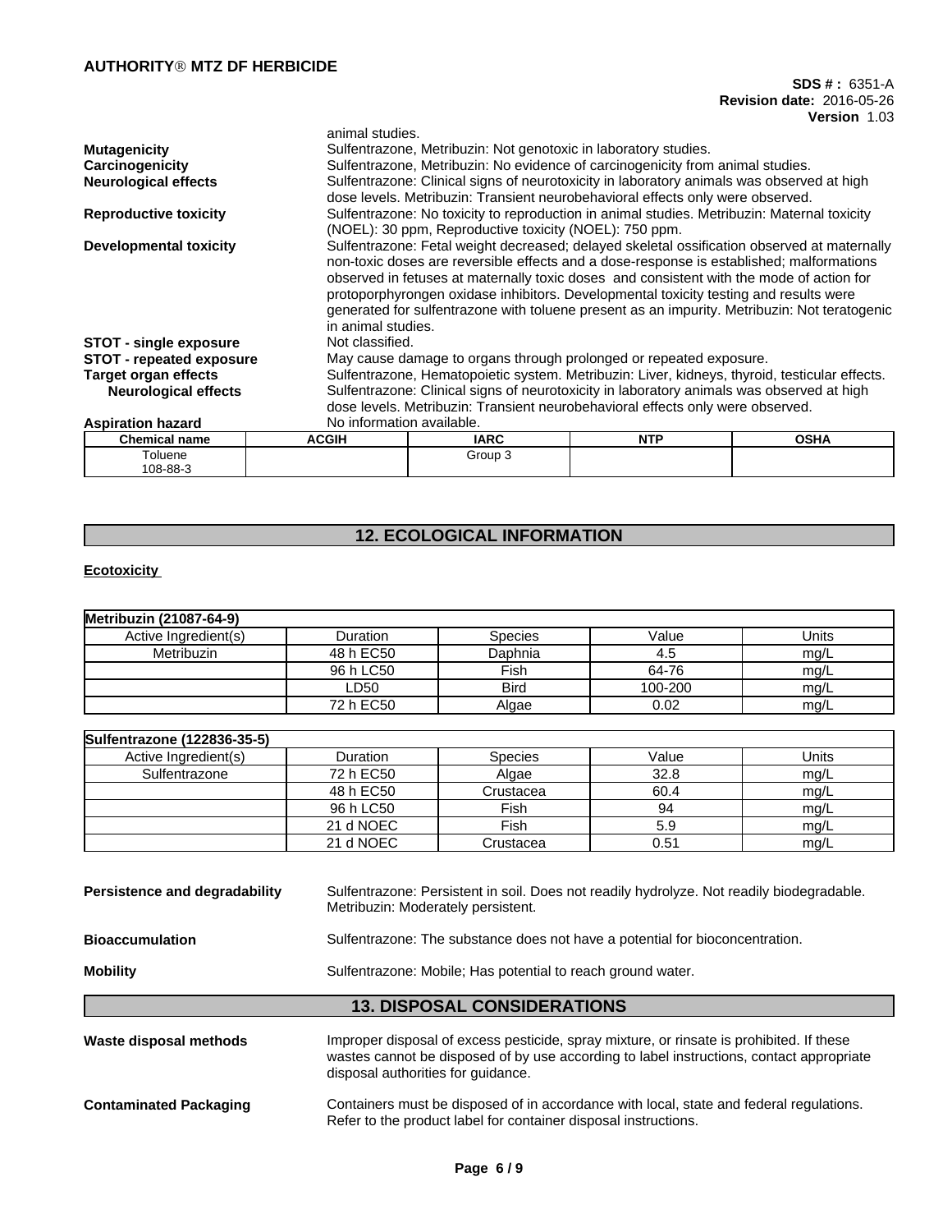animal studies.

**Mutagenicity** Sulfentrazone, Metribuzin: Not genotoxic in laboratory studies.

**Carcinogenicity** Sulfentrazone, Metribuzin: No evidence of carcinogenicity from animal studies.

**Neurological effects** Sulfentrazone: Clinical signs of neurotoxicity in laboratory animals was observed at high dose levels. Metribuzin: Transient neurobehavioral effects only were observed.

**Reproductive toxicity** Sulfentrazone: No toxicity to reproduction in animal studies. Metribuzin: Maternal toxicity (NOEL): 30 ppm, Reproductive toxicity (NOEL): 750 ppm.

**Developmental toxicity** Sulfentrazone: Fetal weight decreased; delayed skeletal ossification observed at maternally non-toxic doses are reversible effects and a dose-response is established; malformations observed in fetuses at maternally toxic doses and consistent with the mode of action for protoporphyrongen oxidase inhibitors. Developmental toxicity testing and results were generated for sulfentrazone with toluene present as an impurity. Metribuzin: Not teratogenic in animal studies.

**STOT - single exposure** Not classified.

**STOT - repeated exposure** May cause damage to organs through prolonged or repeated exposure.

**Target organ effects** Sulfentrazone, Hematopoietic system. Metribuzin: Liver, kidneys, thyroid, testicular effects.

**Neurological effects** Sulfentrazone: Clinical signs of neurotoxicity in laboratory animals was observed at high dose levels. Metribuzin: Transient neurobehavioral effects only were observed.

**Aspiration hazard** No information available.

| Chemical name | ACGIH | IARC | NTP | OSHA |
|---|---|---|---|---|
| Toluene 108-88-3 | | Group 3 | | |

## 12. ECOLOGICAL INFORMATION

**Ecotoxicity**

| Metribuzin (21087-64-9) | | | | |
|---|---|---|---|---|
| Active Ingredient(s) | Duration | Species | Value | Units |
| Metribuzin | 48 h EC50 | Daphnia | 4.5 | mg/L |
| | 96 h LC50 | Fish | 64-76 | mg/L |
| | LD50 | Bird | 100-200 | mg/L |
| | 72 h EC50 | Algae | 0.02 | mg/L |

| Sulfentrazone (122836-35-5) | | | | |
|---|---|---|---|---|
| Active Ingredient(s) | Duration | Species | Value | Units |
| Sulfentrazone | 72 h EC50 | Algae | 32.8 | mg/L |
| | 48 h EC50 | Crustacea | 60.4 | mg/L |
| | 96 h LC50 | Fish | 94 | mg/L |
| | 21 d NOEC | Fish | 5.9 | mg/L |
| | 21 d NOEC | Crustacea | 0.51 | mg/L |

**Persistence and degradability** Sulfentrazone: Persistent in soil. Does not readily hydrolyze. Not readily biodegradable. Metribuzin: Moderately persistent.

**Bioaccumulation** Sulfentrazone: The substance does not have a potential for bioconcentration.

**Mobility** Sulfentrazone: Mobile; Has potential to reach ground water.

## 13. DISPOSAL CONSIDERATIONS

**Waste disposal methods** Improper disposal of excess pesticide, spray mixture, or rinsate is prohibited. If these wastes cannot be disposed of by use according to label instructions, contact appropriate disposal authorities for guidance.

**Contaminated Packaging** Containers must be disposed of in accordance with local, state and federal regulations. Refer to the product label for container disposal instructions.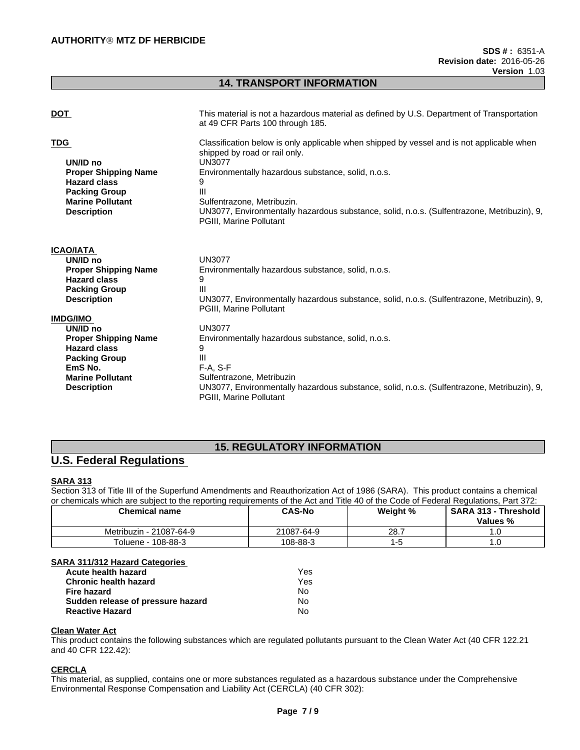## 14. TRANSPORT INFORMATION

**DOT**
This material is not a hazardous material as defined by U.S. Department of Transportation at 49 CFR Parts 100 through 185.

**TDG**
Classification below is only applicable when shipped by vessel and is not applicable when shipped by road or rail only.

| | |
|---|---|
| **UN/ID no** | UN3077 |
| **Proper Shipping Name** | Environmentally hazardous substance, solid, n.o.s. |
| **Hazard class** | 9 |
| **Packing Group** | III |
| **Marine Pollutant** | Sulfentrazone, Metribuzin. |
| **Description** | UN3077, Environmentally hazardous substance, solid, n.o.s. (Sulfentrazone, Metribuzin), 9, PGIII, Marine Pollutant |

**ICAO/IATA**

| | |
|---|---|
| **UN/ID no** | UN3077 |
| **Proper Shipping Name** | Environmentally hazardous substance, solid, n.o.s. |
| **Hazard class** | 9 |
| **Packing Group** | III |
| **Description** | UN3077, Environmentally hazardous substance, solid, n.o.s. (Sulfentrazone, Metribuzin), 9, PGIII, Marine Pollutant |

**IMDG/IMO**

| | |
|---|---|
| **UN/ID no** | UN3077 |
| **Proper Shipping Name** | Environmentally hazardous substance, solid, n.o.s. |
| **Hazard class** | 9 |
| **Packing Group** | III |
| **EmS No.** | F-A, S-F |
| **Marine Pollutant** | Sulfentrazone, Metribuzin |
| **Description** | UN3077, Environmentally hazardous substance, solid, n.o.s. (Sulfentrazone, Metribuzin), 9, PGIII, Marine Pollutant |

## 15. REGULATORY INFORMATION

## U.S. Federal Regulations

**SARA 313**

Section 313 of Title III of the Superfund Amendments and Reauthorization Act of 1986 (SARA). This product contains a chemical or chemicals which are subject to the reporting requirements of the Act and Title 40 of the Code of Federal Regulations, Part 372:

| Chemical name | CAS-No | Weight % | SARA 313 - Threshold Values % |
|---|---|---|---|
| Metribuzin - 21087-64-9 | 21087-64-9 | 28.7 | 1.0 |
| Toluene - 108-88-3 | 108-88-3 | 1-5 | 1.0 |

**SARA 311/312 Hazard Categories**

| | |
|---|---|
| **Acute health hazard** | Yes |
| **Chronic health hazard** | Yes |
| **Fire hazard** | No |
| **Sudden release of pressure hazard** | No |
| **Reactive Hazard** | No |

**Clean Water Act**

This product contains the following substances which are regulated pollutants pursuant to the Clean Water Act (40 CFR 122.21 and 40 CFR 122.42):

**CERCLA**

This material, as supplied, contains one or more substances regulated as a hazardous substance under the Comprehensive Environmental Response Compensation and Liability Act (CERCLA) (40 CFR 302):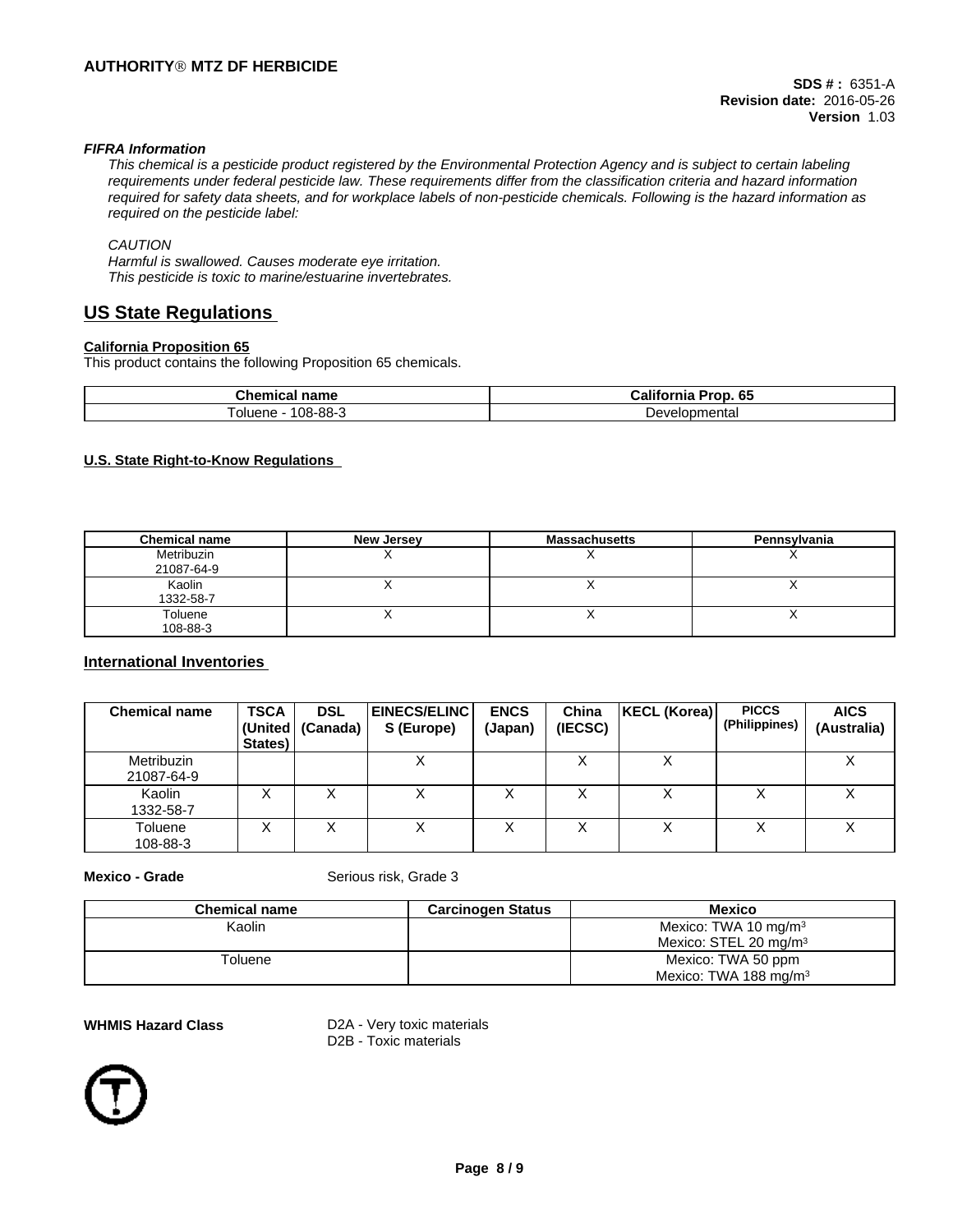### FIFRA Information

*This chemical is a pesticide product registered by the Environmental Protection Agency and is subject to certain labeling requirements under federal pesticide law. These requirements differ from the classification criteria and hazard information required for safety data sheets, and for workplace labels of non-pesticide chemicals. Following is the hazard information as required on the pesticide label:*

*CAUTION*
*Harmful is swallowed. Causes moderate eye irritation.*
*This pesticide is toxic to marine/estuarine invertebrates.*

## US State Regulations

**California Proposition 65**
This product contains the following Proposition 65 chemicals.

| Chemical name | California Prop. 65 |
|---|---|
| Toluene - 108-88-3 | Developmental |

**U.S. State Right-to-Know Regulations**

| Chemical name | New Jersey | Massachusetts | Pennsylvania |
|---|---|---|---|
| Metribuzin 21087-64-9 | X | X | X |
| Kaolin 1332-58-7 | X | X | X |
| Toluene 108-88-3 | X | X | X |

## International Inventories

| Chemical name | TSCA (United States) | DSL (Canada) | EINECS/ELINCS (Europe) | ENCS (Japan) | China (IECSC) | KECL (Korea) | PICCS (Philippines) | AICS (Australia) |
|---|---|---|---|---|---|---|---|---|
| Metribuzin 21087-64-9 | | | X | | X | X | | X |
| Kaolin 1332-58-7 | X | X | X | X | X | X | X | X |
| Toluene 108-88-3 | X | X | X | X | X | X | X | X |

**Mexico - Grade** Serious risk, Grade 3

| Chemical name | Carcinogen Status | Mexico |
|---|---|---|
| Kaolin | | Mexico: TWA 10 mg/m³<br>Mexico: STEL 20 mg/m³ |
| Toluene | | Mexico: TWA 50 ppm<br>Mexico: TWA 188 mg/m³ |

**WHMIS Hazard Class** D2A - Very toxic materials
D2B - Toxic materials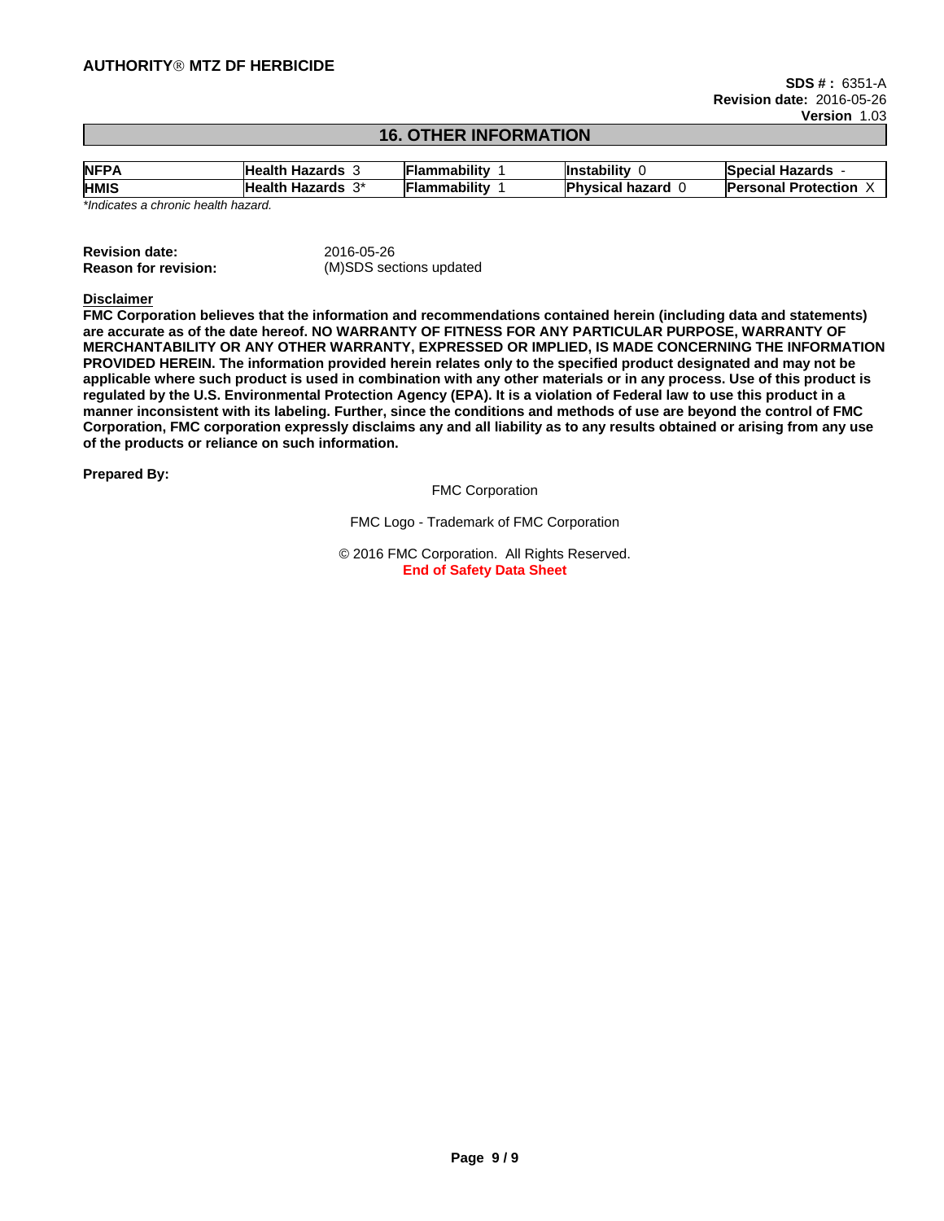## 16. OTHER INFORMATION

| | | | | |
|---|---|---|---|---|
| **NFPA** | **Health Hazards** 3 | **Flammability** 1 | **Instability** 0 | **Special Hazards** - |
| **HMIS** | **Health Hazards** 3* | **Flammability** 1 | **Physical hazard** 0 | **Personal Protection** X |

*\*Indicates a chronic health hazard.*

**Revision date:** 2016-05-26
**Reason for revision:** (M)SDS sections updated

**Disclaimer**

**FMC Corporation believes that the information and recommendations contained herein (including data and statements) are accurate as of the date hereof. NO WARRANTY OF FITNESS FOR ANY PARTICULAR PURPOSE, WARRANTY OF MERCHANTABILITY OR ANY OTHER WARRANTY, EXPRESSED OR IMPLIED, IS MADE CONCERNING THE INFORMATION PROVIDED HEREIN. The information provided herein relates only to the specified product designated and may not be applicable where such product is used in combination with any other materials or in any process. Use of this product is regulated by the U.S. Environmental Protection Agency (EPA). It is a violation of Federal law to use this product in a manner inconsistent with its labeling. Further, since the conditions and methods of use are beyond the control of FMC Corporation, FMC corporation expressly disclaims any and all liability as to any results obtained or arising from any use of the products or reliance on such information.**

**Prepared By:**

FMC Corporation

FMC Logo - Trademark of FMC Corporation

© 2016 FMC Corporation. All Rights Reserved.

**End of Safety Data Sheet**